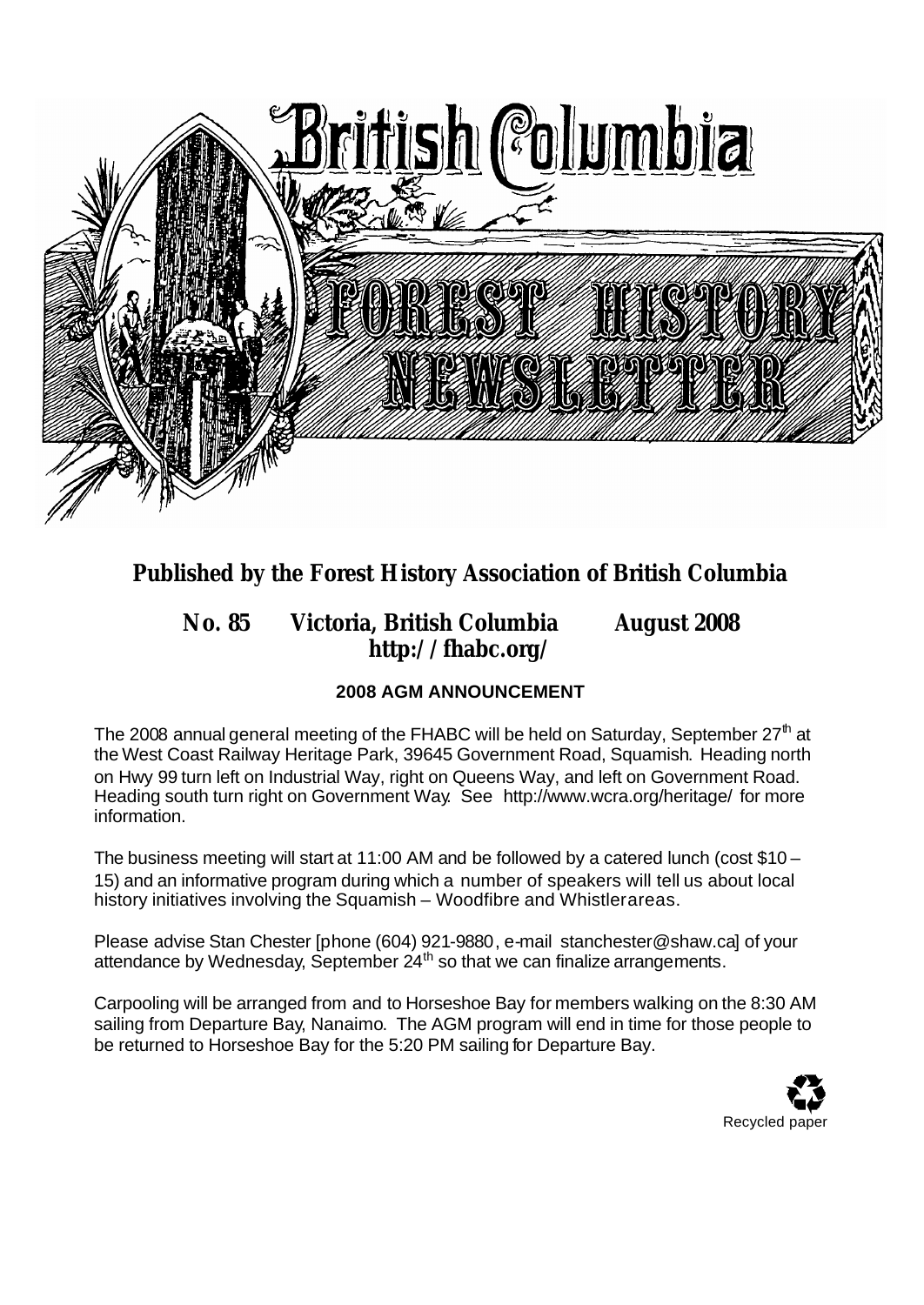# British Columbia Forest History Newsletter

**Published by the Forest History Association of British Columbia**

**No. 85 Victoria, British Columbia August 2008**
**http://fhabc.org/**

## 2008 AGM ANNOUNCEMENT

The 2008 annual general meeting of the FHABC will be held on Saturday, September 27th at the West Coast Railway Heritage Park, 39645 Government Road, Squamish. Heading north on Hwy 99 turn left on Industrial Way, right on Queens Way, and left on Government Road. Heading south turn right on Government Way. See http://www.wcra.org/heritage/ for more information.

The business meeting will start at 11:00 AM and be followed by a catered lunch (cost $10 – 15) and an informative program during which a number of speakers will tell us about local history initiatives involving the Squamish – Woodfibre and Whistlerareas.

Please advise Stan Chester [phone (604) 921-9880, e-mail stanchester@shaw.ca] of your attendance by Wednesday, September 24th so that we can finalize arrangements.

Carpooling will be arranged from and to Horseshoe Bay for members walking on the 8:30 AM sailing from Departure Bay, Nanaimo. The AGM program will end in time for those people to be returned to Horseshoe Bay for the 5:20 PM sailing for Departure Bay.

Recycled paper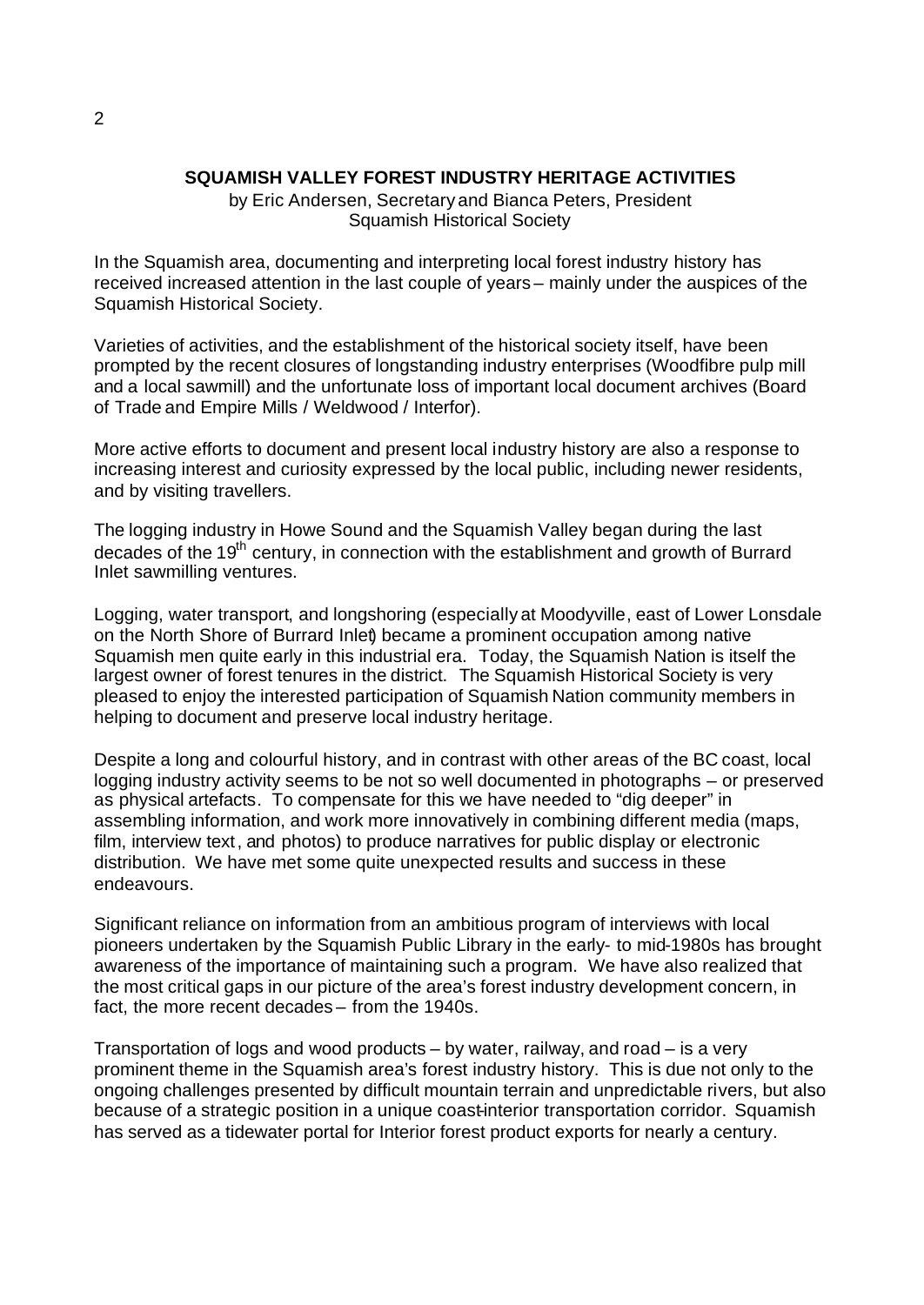## SQUAMISH VALLEY FOREST INDUSTRY HERITAGE ACTIVITIES

by Eric Andersen, Secretary and Bianca Peters, President
Squamish Historical Society

In the Squamish area, documenting and interpreting local forest industry history has received increased attention in the last couple of years – mainly under the auspices of the Squamish Historical Society.

Varieties of activities, and the establishment of the historical society itself, have been prompted by the recent closures of longstanding industry enterprises (Woodfibre pulp mill and a local sawmill) and the unfortunate loss of important local document archives (Board of Trade and Empire Mills / Weldwood / Interfor).

More active efforts to document and present local industry history are also a response to increasing interest and curiosity expressed by the local public, including newer residents, and by visiting travellers.

The logging industry in Howe Sound and the Squamish Valley began during the last decades of the 19th century, in connection with the establishment and growth of Burrard Inlet sawmilling ventures.

Logging, water transport, and longshoring (especially at Moodyville, east of Lower Lonsdale on the North Shore of Burrard Inlet) became a prominent occupation among native Squamish men quite early in this industrial era. Today, the Squamish Nation is itself the largest owner of forest tenures in the district. The Squamish Historical Society is very pleased to enjoy the interested participation of Squamish Nation community members in helping to document and preserve local industry heritage.

Despite a long and colourful history, and in contrast with other areas of the BC coast, local logging industry activity seems to be not so well documented in photographs – or preserved as physical artefacts. To compensate for this we have needed to "dig deeper" in assembling information, and work more innovatively in combining different media (maps, film, interview text, and photos) to produce narratives for public display or electronic distribution. We have met some quite unexpected results and success in these endeavours.

Significant reliance on information from an ambitious program of interviews with local pioneers undertaken by the Squamish Public Library in the early- to mid-1980s has brought awareness of the importance of maintaining such a program. We have also realized that the most critical gaps in our picture of the area's forest industry development concern, in fact, the more recent decades – from the 1940s.

Transportation of logs and wood products – by water, railway, and road – is a very prominent theme in the Squamish area's forest industry history. This is due not only to the ongoing challenges presented by difficult mountain terrain and unpredictable rivers, but also because of a strategic position in a unique coast-interior transportation corridor. Squamish has served as a tidewater portal for Interior forest product exports for nearly a century.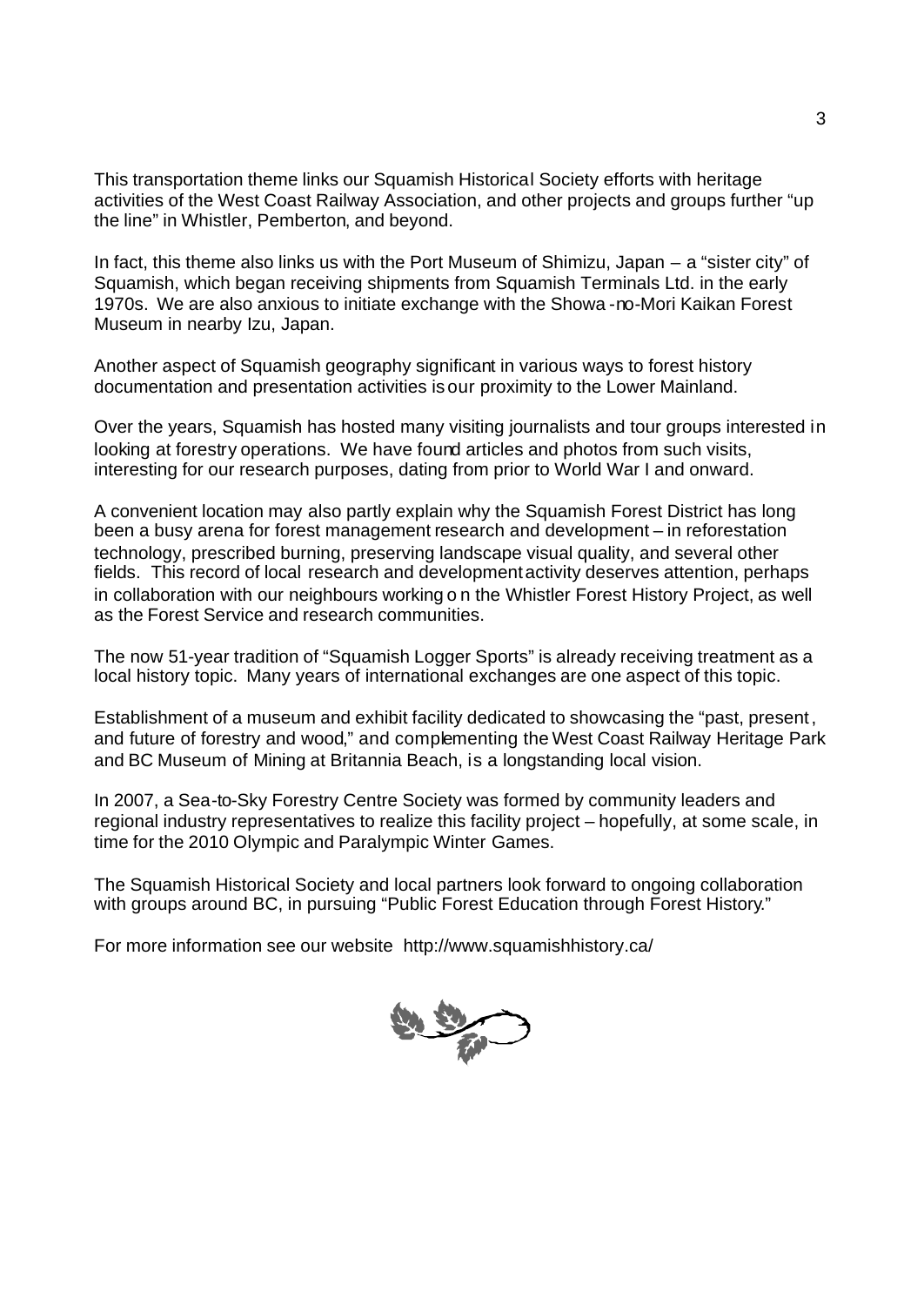This transportation theme links our Squamish Historical Society efforts with heritage activities of the West Coast Railway Association, and other projects and groups further "up the line" in Whistler, Pemberton, and beyond.

In fact, this theme also links us with the Port Museum of Shimizu, Japan – a "sister city" of Squamish, which began receiving shipments from Squamish Terminals Ltd. in the early 1970s. We are also anxious to initiate exchange with the Showa-no-Mori Kaikan Forest Museum in nearby Izu, Japan.

Another aspect of Squamish geography significant in various ways to forest history documentation and presentation activities is our proximity to the Lower Mainland.

Over the years, Squamish has hosted many visiting journalists and tour groups interested in looking at forestry operations. We have found articles and photos from such visits, interesting for our research purposes, dating from prior to World War I and onward.

A convenient location may also partly explain why the Squamish Forest District has long been a busy arena for forest management research and development – in reforestation technology, prescribed burning, preserving landscape visual quality, and several other fields. This record of local research and development activity deserves attention, perhaps in collaboration with our neighbours working on the Whistler Forest History Project, as well as the Forest Service and research communities.

The now 51-year tradition of "Squamish Logger Sports" is already receiving treatment as a local history topic. Many years of international exchanges are one aspect of this topic.

Establishment of a museum and exhibit facility dedicated to showcasing the "past, present, and future of forestry and wood," and complementing the West Coast Railway Heritage Park and BC Museum of Mining at Britannia Beach, is a longstanding local vision.

In 2007, a Sea-to-Sky Forestry Centre Society was formed by community leaders and regional industry representatives to realize this facility project – hopefully, at some scale, in time for the 2010 Olympic and Paralympic Winter Games.

The Squamish Historical Society and local partners look forward to ongoing collaboration with groups around BC, in pursuing "Public Forest Education through Forest History."

For more information see our website http://www.squamishhistory.ca/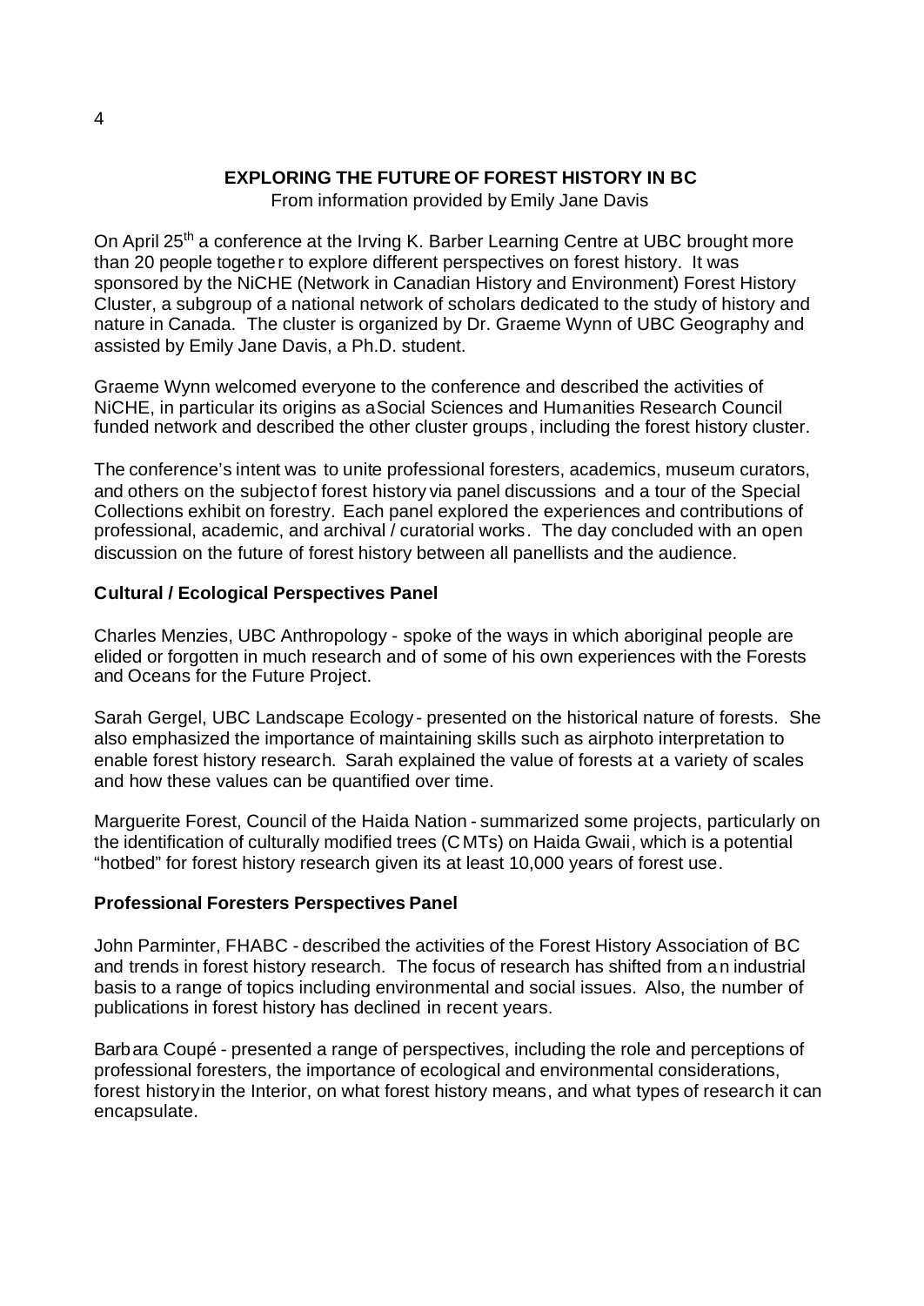# EXPLORING THE FUTURE OF FOREST HISTORY IN BC

From information provided by Emily Jane Davis

On April 25th a conference at the Irving K. Barber Learning Centre at UBC brought more than 20 people together to explore different perspectives on forest history. It was sponsored by the NiCHE (Network in Canadian History and Environment) Forest History Cluster, a subgroup of a national network of scholars dedicated to the study of history and nature in Canada. The cluster is organized by Dr. Graeme Wynn of UBC Geography and assisted by Emily Jane Davis, a Ph.D. student.

Graeme Wynn welcomed everyone to the conference and described the activities of NiCHE, in particular its origins as a Social Sciences and Humanities Research Council funded network and described the other cluster groups, including the forest history cluster.

The conference's intent was to unite professional foresters, academics, museum curators, and others on the subject of forest history via panel discussions and a tour of the Special Collections exhibit on forestry. Each panel explored the experiences and contributions of professional, academic, and archival / curatorial works. The day concluded with an open discussion on the future of forest history between all panellists and the audience.

## Cultural / Ecological Perspectives Panel

Charles Menzies, UBC Anthropology - spoke of the ways in which aboriginal people are elided or forgotten in much research and of some of his own experiences with the Forests and Oceans for the Future Project.

Sarah Gergel, UBC Landscape Ecology - presented on the historical nature of forests. She also emphasized the importance of maintaining skills such as airphoto interpretation to enable forest history research. Sarah explained the value of forests at a variety of scales and how these values can be quantified over time.

Marguerite Forest, Council of the Haida Nation - summarized some projects, particularly on the identification of culturally modified trees (CMTs) on Haida Gwaii, which is a potential "hotbed" for forest history research given its at least 10,000 years of forest use.

## Professional Foresters Perspectives Panel

John Parminter, FHABC - described the activities of the Forest History Association of BC and trends in forest history research. The focus of research has shifted from an industrial basis to a range of topics including environmental and social issues. Also, the number of publications in forest history has declined in recent years.

Barbara Coupé - presented a range of perspectives, including the role and perceptions of professional foresters, the importance of ecological and environmental considerations, forest history in the Interior, on what forest history means, and what types of research it can encapsulate.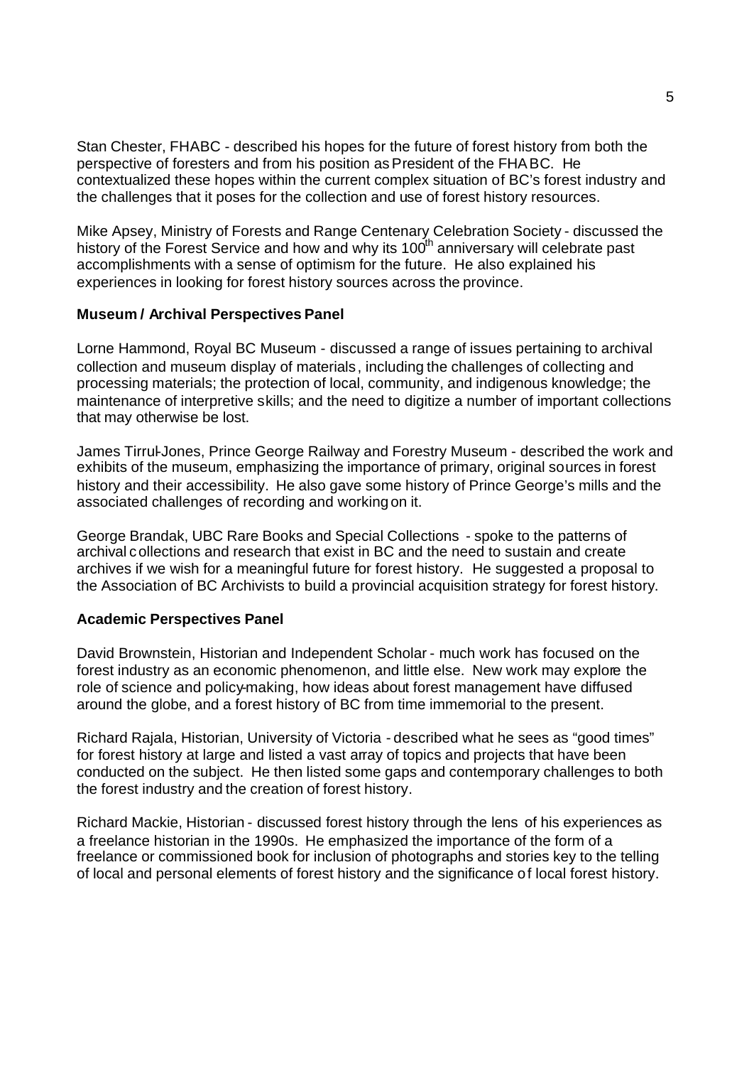Stan Chester, FHABC - described his hopes for the future of forest history from both the perspective of foresters and from his position as President of the FHABC. He contextualized these hopes within the current complex situation of BC's forest industry and the challenges that it poses for the collection and use of forest history resources.

Mike Apsey, Ministry of Forests and Range Centenary Celebration Society - discussed the history of the Forest Service and how and why its 100th anniversary will celebrate past accomplishments with a sense of optimism for the future. He also explained his experiences in looking for forest history sources across the province.

**Museum / Archival Perspectives Panel**

Lorne Hammond, Royal BC Museum - discussed a range of issues pertaining to archival collection and museum display of materials, including the challenges of collecting and processing materials; the protection of local, community, and indigenous knowledge; the maintenance of interpretive skills; and the need to digitize a number of important collections that may otherwise be lost.

James Tirrul-Jones, Prince George Railway and Forestry Museum - described the work and exhibits of the museum, emphasizing the importance of primary, original sources in forest history and their accessibility. He also gave some history of Prince George's mills and the associated challenges of recording and working on it.

George Brandak, UBC Rare Books and Special Collections - spoke to the patterns of archival collections and research that exist in BC and the need to sustain and create archives if we wish for a meaningful future for forest history. He suggested a proposal to the Association of BC Archivists to build a provincial acquisition strategy for forest history.

**Academic Perspectives Panel**

David Brownstein, Historian and Independent Scholar - much work has focused on the forest industry as an economic phenomenon, and little else. New work may explore the role of science and policy-making, how ideas about forest management have diffused around the globe, and a forest history of BC from time immemorial to the present.

Richard Rajala, Historian, University of Victoria - described what he sees as "good times" for forest history at large and listed a vast array of topics and projects that have been conducted on the subject. He then listed some gaps and contemporary challenges to both the forest industry and the creation of forest history.

Richard Mackie, Historian - discussed forest history through the lens of his experiences as a freelance historian in the 1990s. He emphasized the importance of the form of a freelance or commissioned book for inclusion of photographs and stories key to the telling of local and personal elements of forest history and the significance of local forest history.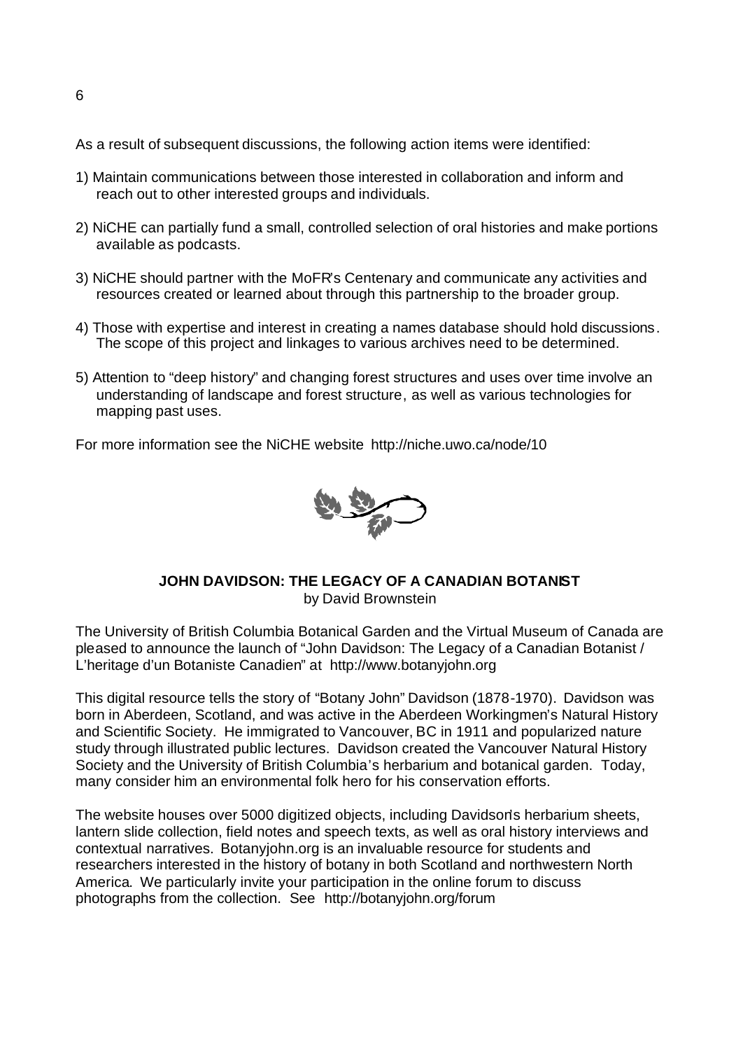As a result of subsequent discussions, the following action items were identified:

1) Maintain communications between those interested in collaboration and inform and reach out to other interested groups and individuals.

2) NiCHE can partially fund a small, controlled selection of oral histories and make portions available as podcasts.

3) NiCHE should partner with the MoFR's Centenary and communicate any activities and resources created or learned about through this partnership to the broader group.

4) Those with expertise and interest in creating a names database should hold discussions. The scope of this project and linkages to various archives need to be determined.

5) Attention to "deep history" and changing forest structures and uses over time involve an understanding of landscape and forest structure, as well as various technologies for mapping past uses.

For more information see the NiCHE website http://niche.uwo.ca/node/10

## JOHN DAVIDSON: THE LEGACY OF A CANADIAN BOTANIST

by David Brownstein

The University of British Columbia Botanical Garden and the Virtual Museum of Canada are pleased to announce the launch of "John Davidson: The Legacy of a Canadian Botanist / L'heritage d'un Botaniste Canadien" at http://www.botanyjohn.org

This digital resource tells the story of "Botany John" Davidson (1878-1970). Davidson was born in Aberdeen, Scotland, and was active in the Aberdeen Workingmen's Natural History and Scientific Society. He immigrated to Vancouver, BC in 1911 and popularized nature study through illustrated public lectures. Davidson created the Vancouver Natural History Society and the University of British Columbia's herbarium and botanical garden. Today, many consider him an environmental folk hero for his conservation efforts.

The website houses over 5000 digitized objects, including Davidson's herbarium sheets, lantern slide collection, field notes and speech texts, as well as oral history interviews and contextual narratives. Botanyjohn.org is an invaluable resource for students and researchers interested in the history of botany in both Scotland and northwestern North America. We particularly invite your participation in the online forum to discuss photographs from the collection. See http://botanyjohn.org/forum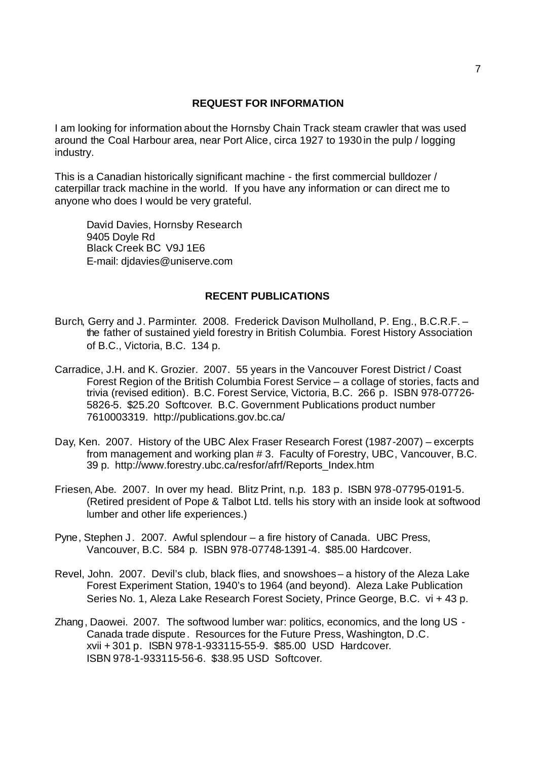## REQUEST FOR INFORMATION

I am looking for information about the Hornsby Chain Track steam crawler that was used around the Coal Harbour area, near Port Alice, circa 1927 to 1930 in the pulp / logging industry.

This is a Canadian historically significant machine - the first commercial bulldozer / caterpillar track machine in the world. If you have any information or can direct me to anyone who does I would be very grateful.

David Davies, Hornsby Research
9405 Doyle Rd
Black Creek BC V9J 1E6
E-mail: djdavies@uniserve.com

## RECENT PUBLICATIONS

Burch, Gerry and J. Parminter. 2008. Frederick Davison Mulholland, P. Eng., B.C.R.F. – the father of sustained yield forestry in British Columbia. Forest History Association of B.C., Victoria, B.C. 134 p.

Carradice, J.H. and K. Grozier. 2007. 55 years in the Vancouver Forest District / Coast Forest Region of the British Columbia Forest Service – a collage of stories, facts and trivia (revised edition). B.C. Forest Service, Victoria, B.C. 266 p. ISBN 978-07726-5826-5. $25.20 Softcover. B.C. Government Publications product number 7610003319. http://publications.gov.bc.ca/

Day, Ken. 2007. History of the UBC Alex Fraser Research Forest (1987-2007) – excerpts from management and working plan # 3. Faculty of Forestry, UBC, Vancouver, B.C. 39 p. http://www.forestry.ubc.ca/resfor/afrf/Reports_Index.htm

Friesen, Abe. 2007. In over my head. Blitz Print, n.p. 183 p. ISBN 978-07795-0191-5. (Retired president of Pope & Talbot Ltd. tells his story with an inside look at softwood lumber and other life experiences.)

Pyne, Stephen J. 2007. Awful splendour – a fire history of Canada. UBC Press, Vancouver, B.C. 584 p. ISBN 978-07748-1391-4. $85.00 Hardcover.

Revel, John. 2007. Devil's club, black flies, and snowshoes – a history of the Aleza Lake Forest Experiment Station, 1940's to 1964 (and beyond). Aleza Lake Publication Series No. 1, Aleza Lake Research Forest Society, Prince George, B.C. vi + 43 p.

Zhang, Daowei. 2007. The softwood lumber war: politics, economics, and the long US - Canada trade dispute. Resources for the Future Press, Washington, D.C. xvii + 301 p. ISBN 978-1-933115-55-9. $85.00 USD Hardcover. ISBN 978-1-933115-56-6. $38.95 USD Softcover.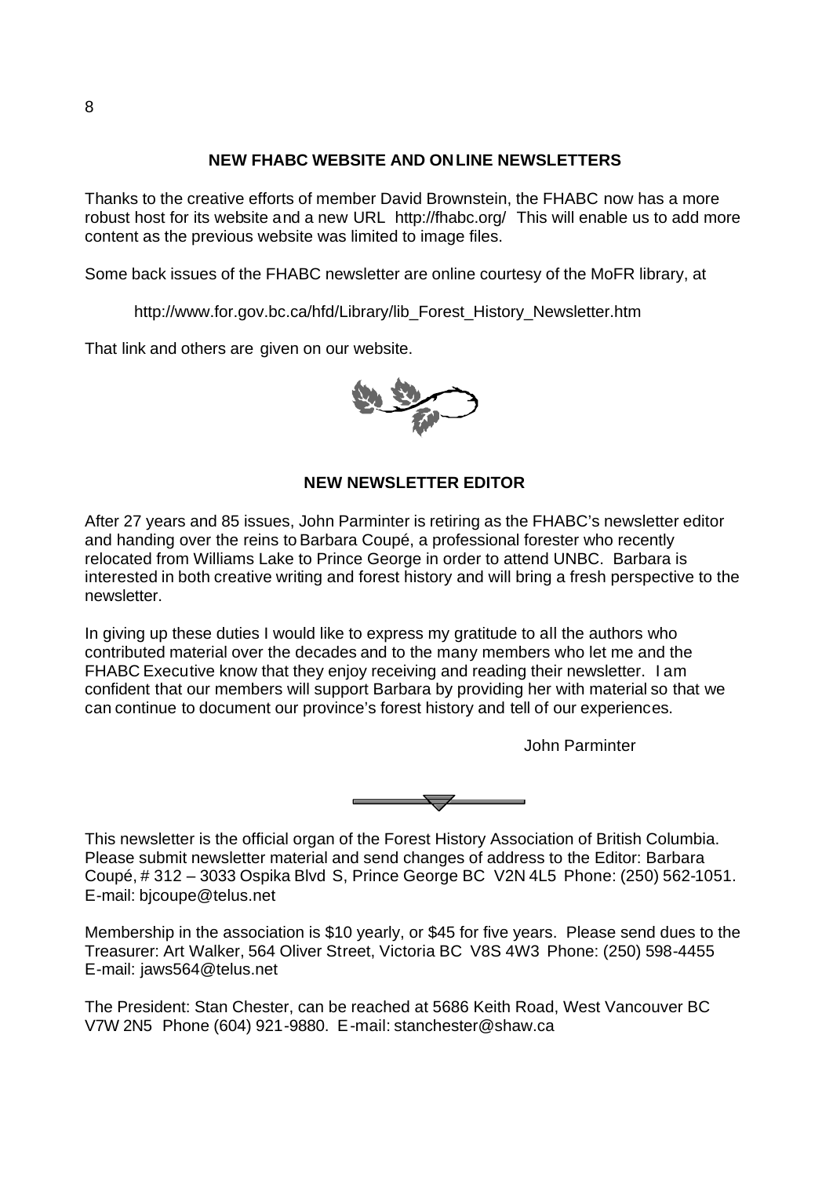## NEW FHABC WEBSITE AND ONLINE NEWSLETTERS

Thanks to the creative efforts of member David Brownstein, the FHABC now has a more robust host for its website and a new URL http://fhabc.org/ This will enable us to add more content as the previous website was limited to image files.

Some back issues of the FHABC newsletter are online courtesy of the MoFR library, at

http://www.for.gov.bc.ca/hfd/Library/lib_Forest_History_Newsletter.htm

That link and others are given on our website.

## NEW NEWSLETTER EDITOR

After 27 years and 85 issues, John Parminter is retiring as the FHABC's newsletter editor and handing over the reins to Barbara Coupé, a professional forester who recently relocated from Williams Lake to Prince George in order to attend UNBC. Barbara is interested in both creative writing and forest history and will bring a fresh perspective to the newsletter.

In giving up these duties I would like to express my gratitude to all the authors who contributed material over the decades and to the many members who let me and the FHABC Executive know that they enjoy receiving and reading their newsletter. I am confident that our members will support Barbara by providing her with material so that we can continue to document our province's forest history and tell of our experiences.

John Parminter

This newsletter is the official organ of the Forest History Association of British Columbia. Please submit newsletter material and send changes of address to the Editor: Barbara Coupé, # 312 – 3033 Ospika Blvd S, Prince George BC V2N 4L5 Phone: (250) 562-1051. E-mail: bjcoupe@telus.net

Membership in the association is $10 yearly, or $45 for five years. Please send dues to the Treasurer: Art Walker, 564 Oliver Street, Victoria BC V8S 4W3 Phone: (250) 598-4455 E-mail: jaws564@telus.net

The President: Stan Chester, can be reached at 5686 Keith Road, West Vancouver BC V7W 2N5 Phone (604) 921-9880. E-mail: stanchester@shaw.ca